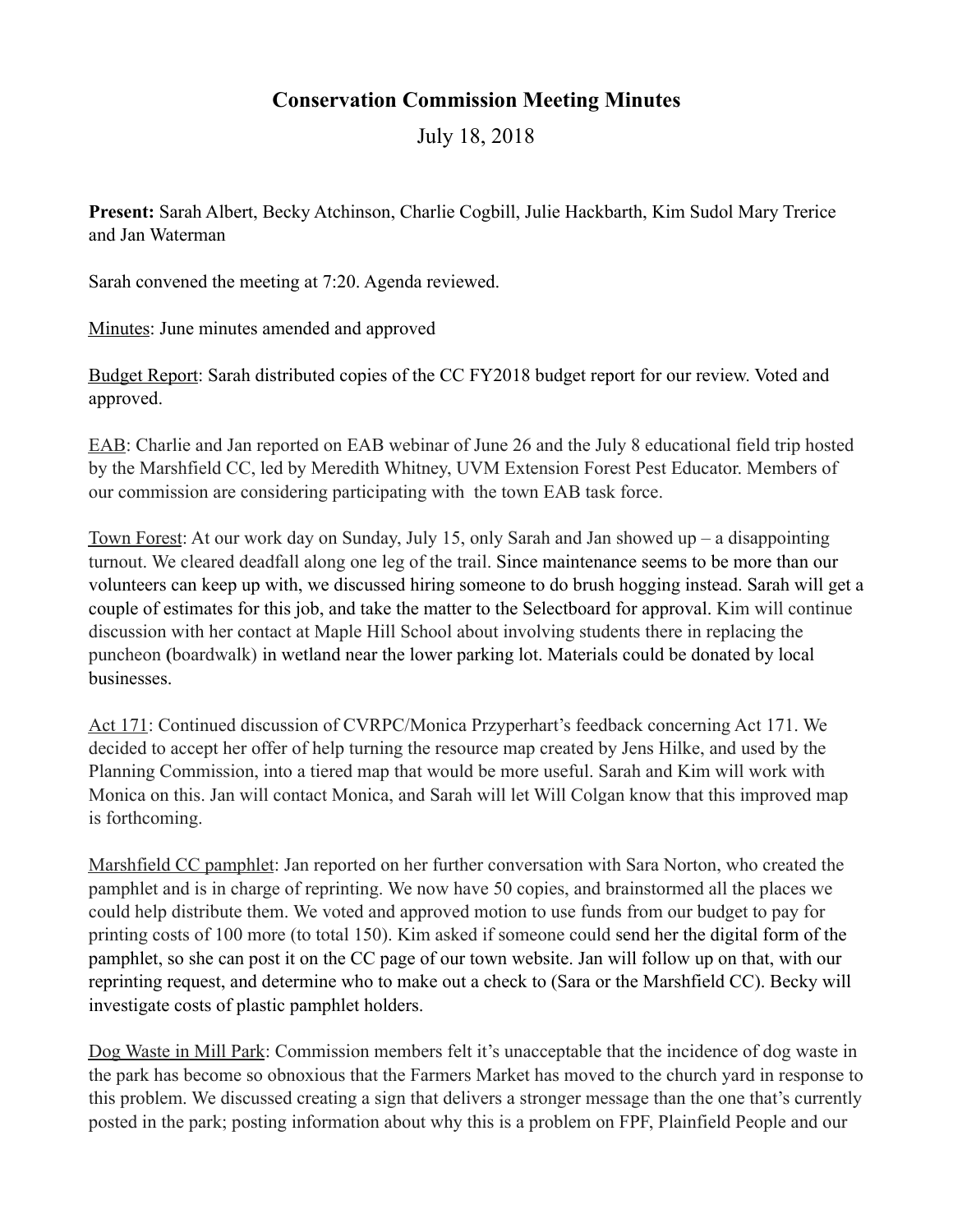# Conservation Commission Meeting Minutes

July 18, 2018

**Present:** Sarah Albert, Becky Atchinson, Charlie Cogbill, Julie Hackbarth, Kim Sudol Mary Trerice and Jan Waterman

Sarah convened the meeting at 7:20. Agenda reviewed.

Minutes: June minutes amended and approved

Budget Report: Sarah distributed copies of the CC FY2018 budget report for our review. Voted and approved.

EAB: Charlie and Jan reported on EAB webinar of June 26 and the July 8 educational field trip hosted by the Marshfield CC, led by Meredith Whitney, UVM Extension Forest Pest Educator. Members of our commission are considering participating with  the town EAB task force.

Town Forest: At our work day on Sunday, July 15, only Sarah and Jan showed up – a disappointing turnout. We cleared deadfall along one leg of the trail. Since maintenance seems to be more than our volunteers can keep up with, we discussed hiring someone to do brush hogging instead. Sarah will get a couple of estimates for this job, and take the matter to the Selectboard for approval. Kim will continue discussion with her contact at Maple Hill School about involving students there in replacing the puncheon (boardwalk) in wetland near the lower parking lot. Materials could be donated by local businesses.

Act 171: Continued discussion of CVRPC/Monica Przyperhart's feedback concerning Act 171. We decided to accept her offer of help turning the resource map created by Jens Hilke, and used by the Planning Commission, into a tiered map that would be more useful. Sarah and Kim will work with Monica on this. Jan will contact Monica, and Sarah will let Will Colgan know that this improved map is forthcoming.

Marshfield CC pamphlet: Jan reported on her further conversation with Sara Norton, who created the pamphlet and is in charge of reprinting. We now have 50 copies, and brainstormed all the places we could help distribute them. We voted and approved motion to use funds from our budget to pay for printing costs of 100 more (to total 150). Kim asked if someone could send her the digital form of the pamphlet, so she can post it on the CC page of our town website. Jan will follow up on that, with our reprinting request, and determine who to make out a check to (Sara or the Marshfield CC). Becky will investigate costs of plastic pamphlet holders.

Dog Waste in Mill Park: Commission members felt it's unacceptable that the incidence of dog waste in the park has become so obnoxious that the Farmers Market has moved to the church yard in response to this problem. We discussed creating a sign that delivers a stronger message than the one that's currently posted in the park; posting information about why this is a problem on FPF, Plainfield People and our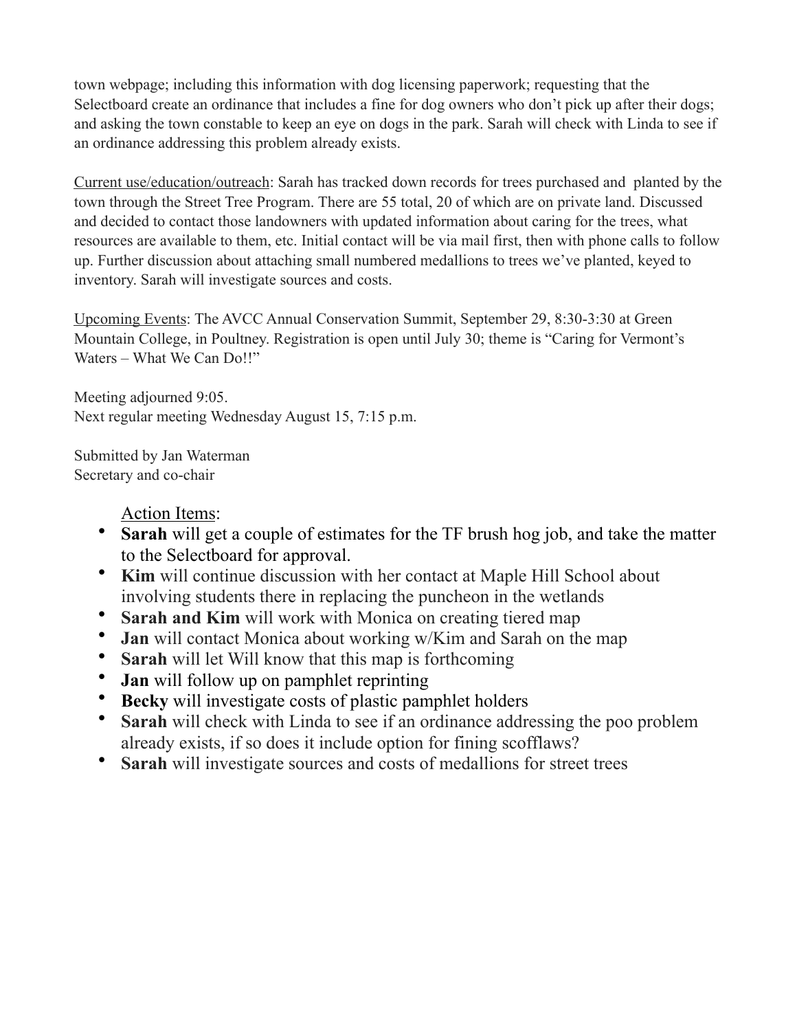town webpage; including this information with dog licensing paperwork; requesting that the Selectboard create an ordinance that includes a fine for dog owners who don't pick up after their dogs; and asking the town constable to keep an eye on dogs in the park. Sarah will check with Linda to see if an ordinance addressing this problem already exists.

Current use/education/outreach: Sarah has tracked down records for trees purchased and planted by the town through the Street Tree Program. There are 55 total, 20 of which are on private land. Discussed and decided to contact those landowners with updated information about caring for the trees, what resources are available to them, etc. Initial contact will be via mail first, then with phone calls to follow up. Further discussion about attaching small numbered medallions to trees we've planted, keyed to inventory. Sarah will investigate sources and costs.

Upcoming Events: The AVCC Annual Conservation Summit, September 29, 8:30-3:30 at Green Mountain College, in Poultney. Registration is open until July 30; theme is "Caring for Vermont's Waters – What We Can Do!!"

Meeting adjourned 9:05.
Next regular meeting Wednesday August 15, 7:15 p.m.

Submitted by Jan Waterman
Secretary and co-chair

Action Items:

- **Sarah** will get a couple of estimates for the TF brush hog job, and take the matter to the Selectboard for approval.
- **Kim** will continue discussion with her contact at Maple Hill School about involving students there in replacing the puncheon in the wetlands
- **Sarah and Kim** will work with Monica on creating tiered map
- **Jan** will contact Monica about working w/Kim and Sarah on the map
- **Sarah** will let Will know that this map is forthcoming
- **Jan** will follow up on pamphlet reprinting
- **Becky** will investigate costs of plastic pamphlet holders
- **Sarah** will check with Linda to see if an ordinance addressing the poo problem already exists, if so does it include option for fining scofflaws?
- **Sarah** will investigate sources and costs of medallions for street trees